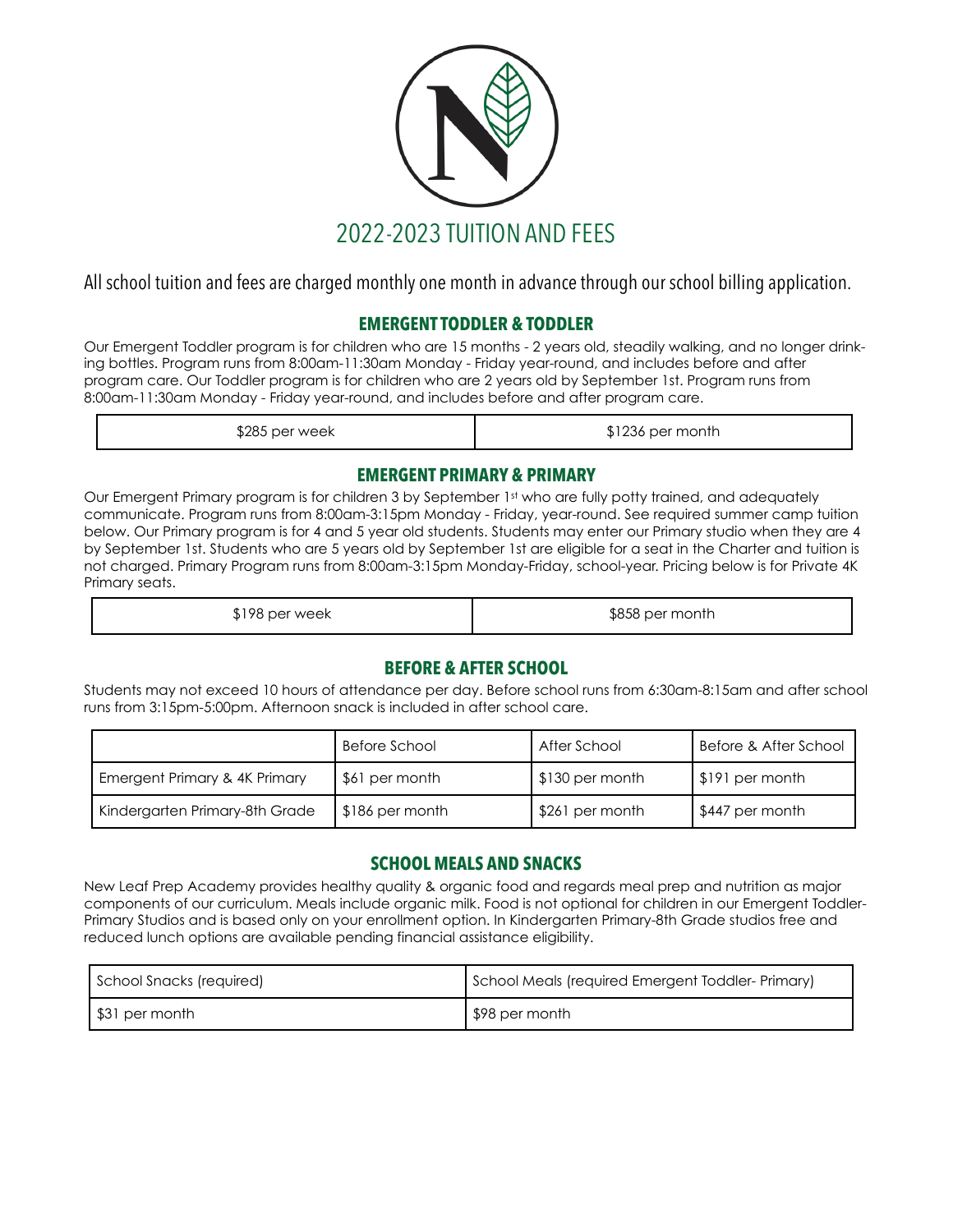# 2022-2023 TUITION AND FEES

All school tuition and fees are charged monthly one month in advance through our school billing application.

## EMERGENT TODDLER & TODDLER

Our Emergent Toddler program is for children who are 15 months - 2 years old, steadily walking, and no longer drinking bottles. Program runs from 8:00am-11:30am Monday - Friday year-round, and includes before and after program care. Our Toddler program is for children who are 2 years old by September 1st. Program runs from 8:00am-11:30am Monday - Friday year-round, and includes before and after program care.

| $285 per week | $1236 per month |
|---|---|

## EMERGENT PRIMARY & PRIMARY

Our Emergent Primary program is for children 3 by September 1st who are fully potty trained, and adequately communicate. Program runs from 8:00am-3:15pm Monday - Friday, year-round. See required summer camp tuition below. Our Primary program is for 4 and 5 year old students. Students may enter our Primary studio when they are 4 by September 1st. Students who are 5 years old by September 1st are eligible for a seat in the Charter and tuition is not charged. Primary Program runs from 8:00am-3:15pm Monday-Friday, school-year. Pricing below is for Private 4K Primary seats.

| $198 per week | $858 per month |
|---|---|

## BEFORE & AFTER SCHOOL

Students may not exceed 10 hours of attendance per day. Before school runs from 6:30am-8:15am and after school runs from 3:15pm-5:00pm. Afternoon snack is included in after school care.

| | Before School | After School | Before & After School |
|---|---|---|---|
| Emergent Primary & 4K Primary | $61 per month | $130 per month | $191 per month |
| Kindergarten Primary-8th Grade | $186 per month | $261 per month | $447 per month |

## SCHOOL MEALS AND SNACKS

New Leaf Prep Academy provides healthy quality & organic food and regards meal prep and nutrition as major components of our curriculum. Meals include organic milk. Food is not optional for children in our Emergent Toddler-Primary Studios and is based only on your enrollment option. In Kindergarten Primary-8th Grade studios free and reduced lunch options are available pending financial assistance eligibility.

| School Snacks (required) | School Meals (required Emergent Toddler- Primary) |
|---|---|
| $31 per month | $98 per month |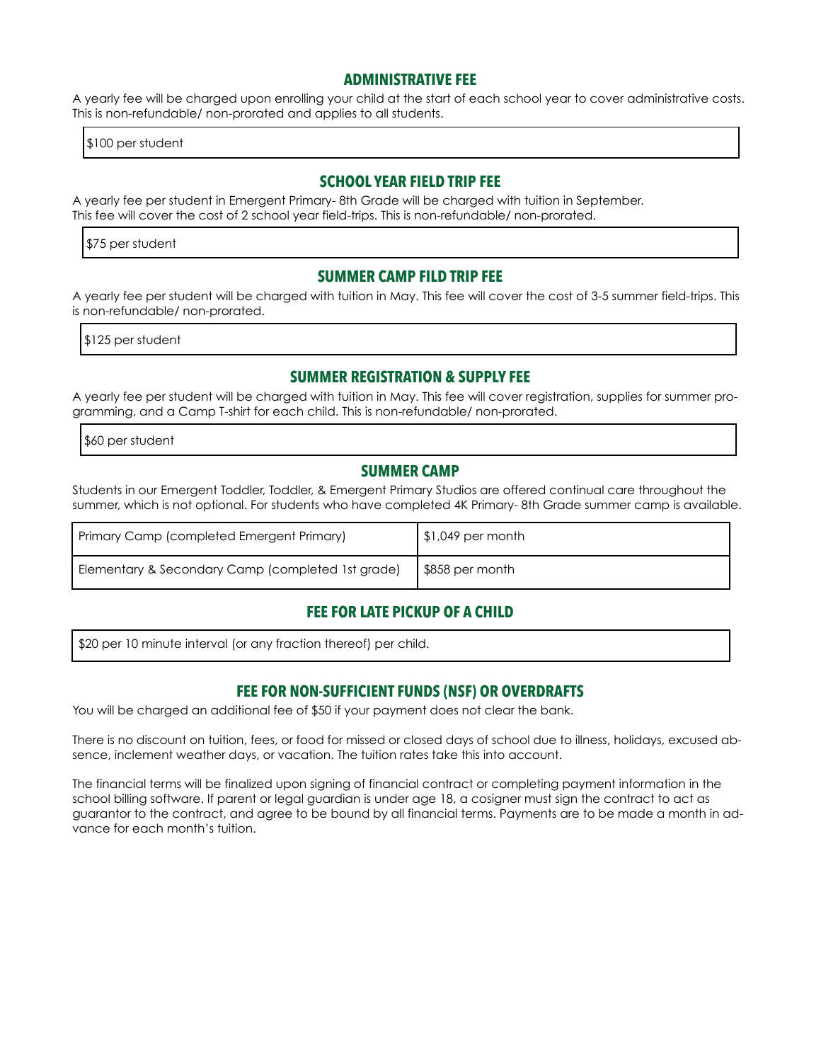## ADMINISTRATIVE FEE

A yearly fee will be charged upon enrolling your child at the start of each school year to cover administrative costs. This is non-refundable/ non-prorated and applies to all students.

| |
|---|
| $100 per student |

## SCHOOL YEAR FIELD TRIP FEE

A yearly fee per student in Emergent Primary- 8th Grade will be charged with tuition in September. This fee will cover the cost of 2 school year field-trips. This is non-refundable/ non-prorated.

| |
|---|
| $75 per student |

## SUMMER CAMP FILD TRIP FEE

A yearly fee per student will be charged with tuition in May. This fee will cover the cost of 3-5 summer field-trips. This is non-refundable/ non-prorated.

| |
|---|
| $125 per student |

## SUMMER REGISTRATION & SUPPLY FEE

A yearly fee per student will be charged with tuition in May. This fee will cover registration, supplies for summer programming, and a Camp T-shirt for each child. This is non-refundable/ non-prorated.

| |
|---|
| $60 per student |

## SUMMER CAMP

Students in our Emergent Toddler, Toddler, & Emergent Primary Studios are offered continual care throughout the summer, which is not optional. For students who have completed 4K Primary- 8th Grade summer camp is available.

| | |
|---|---|
| Primary Camp (completed Emergent Primary) | $1,049 per month |
| Elementary & Secondary Camp (completed 1st grade) | $858 per month |

## FEE FOR LATE PICKUP OF A CHILD

| |
|---|
| $20 per 10 minute interval (or any fraction thereof) per child. |

## FEE FOR NON-SUFFICIENT FUNDS (NSF) OR OVERDRAFTS

You will be charged an additional fee of $50 if your payment does not clear the bank.

There is no discount on tuition, fees, or food for missed or closed days of school due to illness, holidays, excused absence, inclement weather days, or vacation. The tuition rates take this into account.

The financial terms will be finalized upon signing of financial contract or completing payment information in the school billing software. If parent or legal guardian is under age 18, a cosigner must sign the contract to act as guarantor to the contract, and agree to be bound by all financial terms. Payments are to be made a month in advance for each month's tuition.